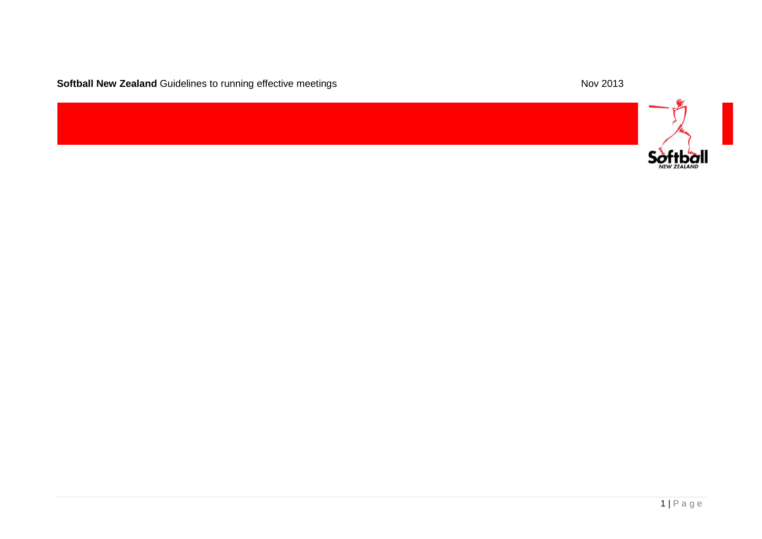**Softball New Zealand** Guidelines to running effective meetings

Nov 2013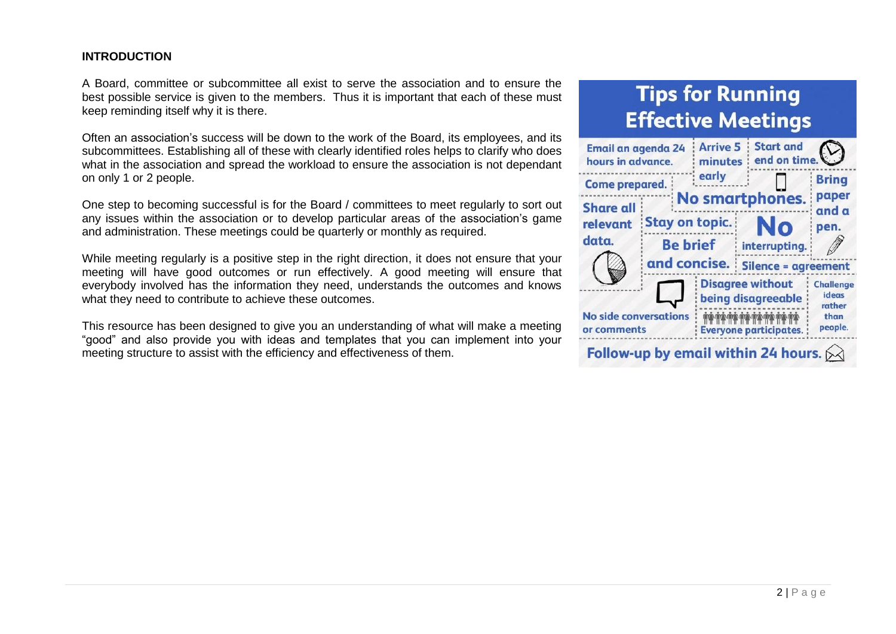**INTRODUCTION**

A Board, committee or subcommittee all exist to serve the association and to ensure the best possible service is given to the members. Thus it is important that each of these must keep reminding itself why it is there.

Often an association's success will be down to the work of the Board, its employees, and its subcommittees. Establishing all of these with clearly identified roles helps to clarify who does what in the association and spread the workload to ensure the association is not dependant on only 1 or 2 people.

One step to becoming successful is for the Board / committees to meet regularly to sort out any issues within the association or to develop particular areas of the association's game and administration. These meetings could be quarterly or monthly as required.

While meeting regularly is a positive step in the right direction, it does not ensure that your meeting will have good outcomes or run effectively. A good meeting will ensure that everybody involved has the information they need, understands the outcomes and knows what they need to contribute to achieve these outcomes.

This resource has been designed to give you an understanding of what will make a meeting "good" and also provide you with ideas and templates that you can implement into your meeting structure to assist with the efficiency and effectiveness of them.

**Tips for Running Effective Meetings**

Email an agenda 24 hours in advance.
Arrive 5 minutes early
Start and end on time.
Come prepared.
No smartphones.
Bring paper and a pen.
Share all relevant data.
Stay on topic.
No interrupting.
Be brief and concise.
Silence = agreement
Disagree without being disagreeable
Challenge ideas rather than people.
No side conversations or comments
Everyone participates.
Follow-up by email within 24 hours.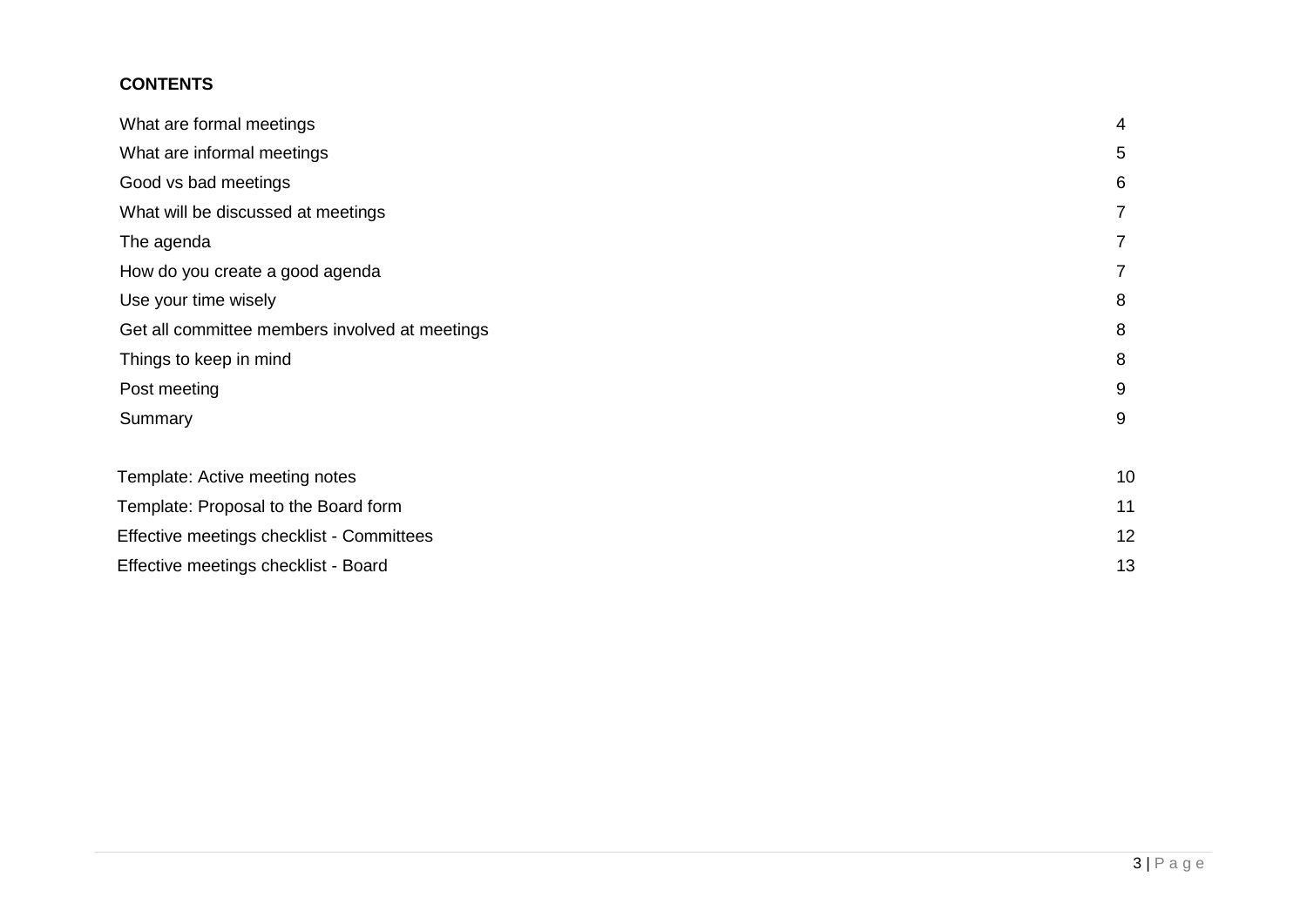**CONTENTS**

| | |
|---|---|
| What are formal meetings | 4 |
| What are informal meetings | 5 |
| Good vs bad meetings | 6 |
| What will be discussed at meetings | 7 |
| The agenda | 7 |
| How do you create a good agenda | 7 |
| Use your time wisely | 8 |
| Get all committee members involved at meetings | 8 |
| Things to keep in mind | 8 |
| Post meeting | 9 |
| Summary | 9 |
| | |
| Template: Active meeting notes | 10 |
| Template: Proposal to the Board form | 11 |
| Effective meetings checklist - Committees | 12 |
| Effective meetings checklist - Board | 13 |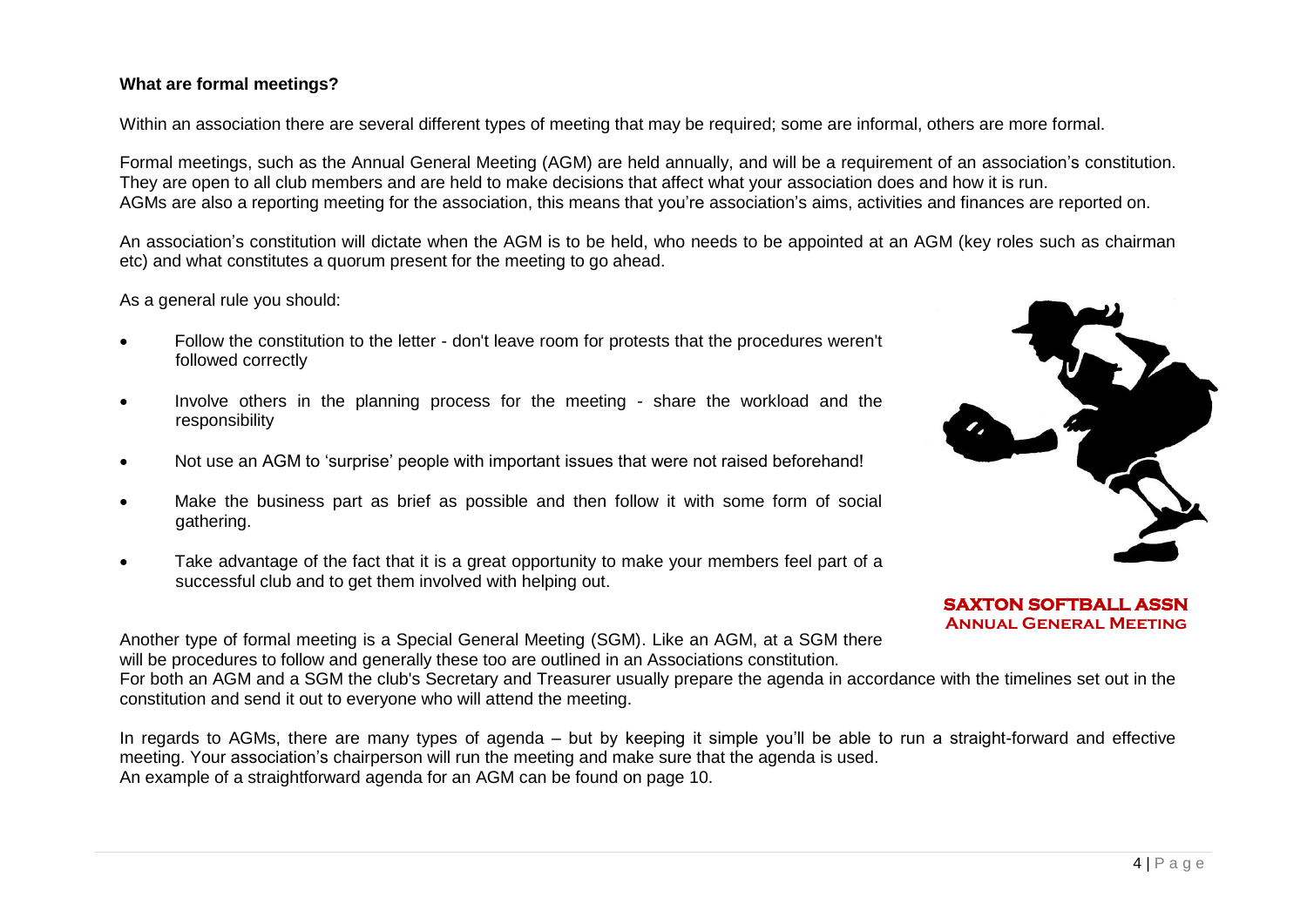**What are formal meetings?**

Within an association there are several different types of meeting that may be required; some are informal, others are more formal.

Formal meetings, such as the Annual General Meeting (AGM) are held annually, and will be a requirement of an association's constitution. They are open to all club members and are held to make decisions that affect what your association does and how it is run.
AGMs are also a reporting meeting for the association, this means that you're association's aims, activities and finances are reported on.

An association's constitution will dictate when the AGM is to be held, who needs to be appointed at an AGM (key roles such as chairman etc) and what constitutes a quorum present for the meeting to go ahead.

As a general rule you should:

- Follow the constitution to the letter - don't leave room for protests that the procedures weren't followed correctly
- Involve others in the planning process for the meeting - share the workload and the responsibility
- Not use an AGM to 'surprise' people with important issues that were not raised beforehand!
- Make the business part as brief as possible and then follow it with some form of social gathering.
- Take advantage of the fact that it is a great opportunity to make your members feel part of a successful club and to get them involved with helping out.

**SAXTON SOFTBALL ASSN**
**Annual General Meeting**

Another type of formal meeting is a Special General Meeting (SGM). Like an AGM, at a SGM there will be procedures to follow and generally these too are outlined in an Associations constitution.
For both an AGM and a SGM the club's Secretary and Treasurer usually prepare the agenda in accordance with the timelines set out in the constitution and send it out to everyone who will attend the meeting.

In regards to AGMs, there are many types of agenda – but by keeping it simple you'll be able to run a straight-forward and effective meeting. Your association's chairperson will run the meeting and make sure that the agenda is used.
An example of a straightforward agenda for an AGM can be found on page 10.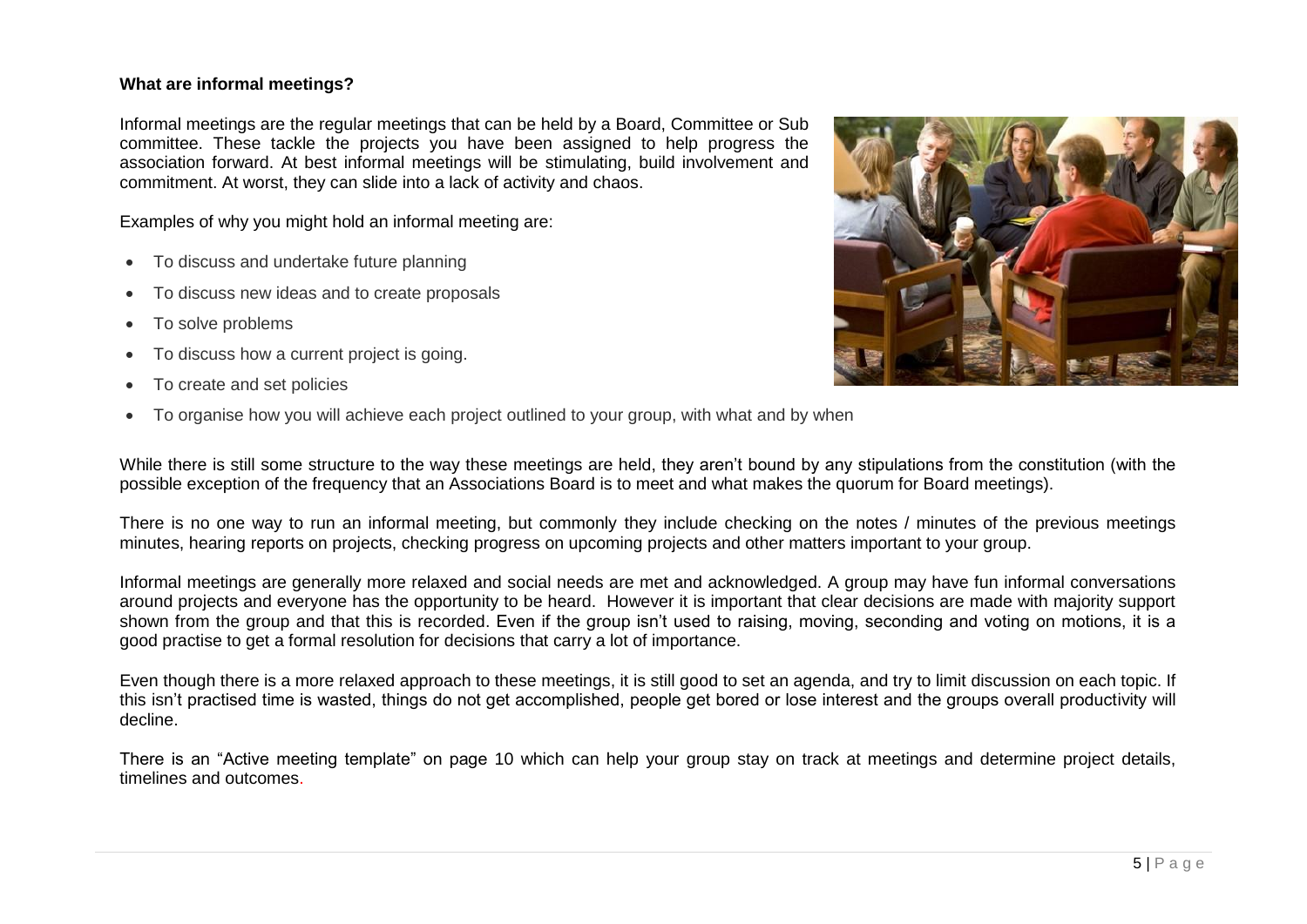**What are informal meetings?**

Informal meetings are the regular meetings that can be held by a Board, Committee or Sub committee. These tackle the projects you have been assigned to help progress the association forward. At best informal meetings will be stimulating, build involvement and commitment. At worst, they can slide into a lack of activity and chaos.

Examples of why you might hold an informal meeting are:

- To discuss and undertake future planning
- To discuss new ideas and to create proposals
- To solve problems
- To discuss how a current project is going.
- To create and set policies
- To organise how you will achieve each project outlined to your group, with what and by when

While there is still some structure to the way these meetings are held, they aren't bound by any stipulations from the constitution (with the possible exception of the frequency that an Associations Board is to meet and what makes the quorum for Board meetings).

There is no one way to run an informal meeting, but commonly they include checking on the notes / minutes of the previous meetings minutes, hearing reports on projects, checking progress on upcoming projects and other matters important to your group.

Informal meetings are generally more relaxed and social needs are met and acknowledged. A group may have fun informal conversations around projects and everyone has the opportunity to be heard. However it is important that clear decisions are made with majority support shown from the group and that this is recorded. Even if the group isn't used to raising, moving, seconding and voting on motions, it is a good practise to get a formal resolution for decisions that carry a lot of importance.

Even though there is a more relaxed approach to these meetings, it is still good to set an agenda, and try to limit discussion on each topic. If this isn't practised time is wasted, things do not get accomplished, people get bored or lose interest and the groups overall productivity will decline.

There is an "Active meeting template" on page 10 which can help your group stay on track at meetings and determine project details, timelines and outcomes.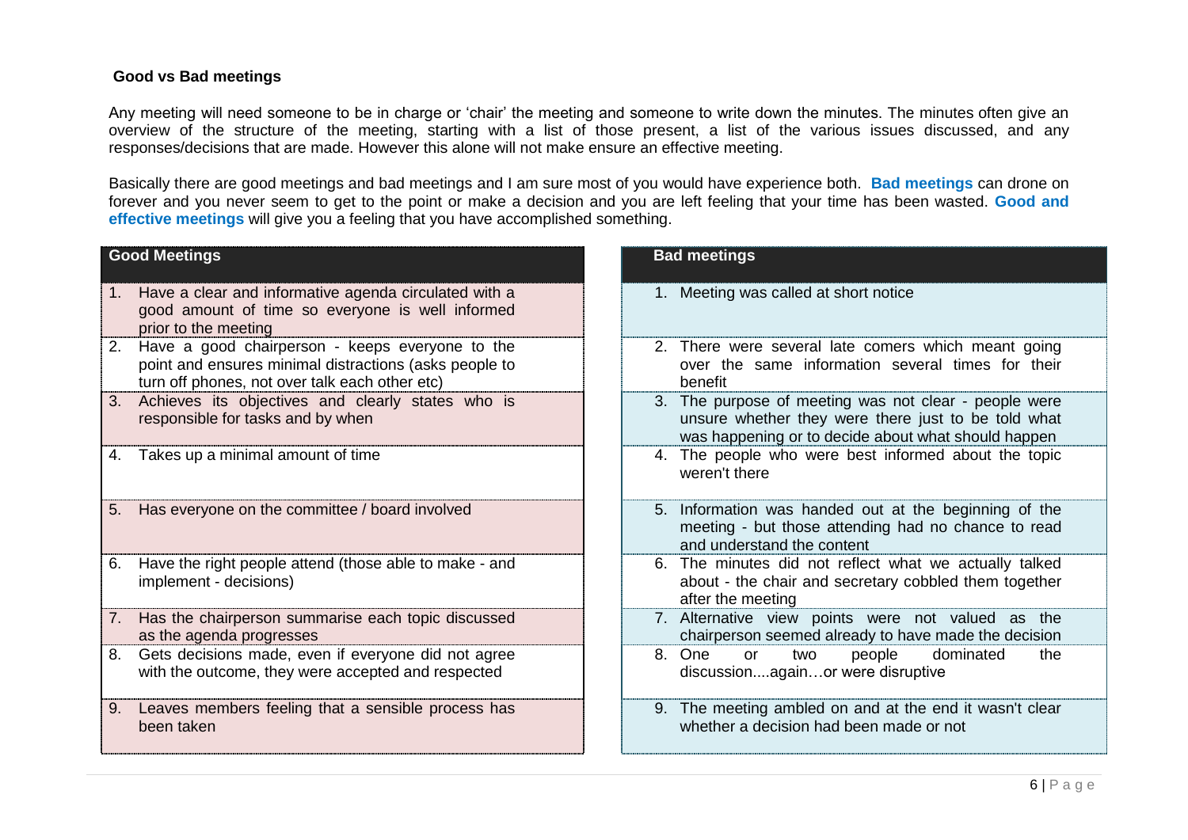**Good vs Bad meetings**

Any meeting will need someone to be in charge or 'chair' the meeting and someone to write down the minutes. The minutes often give an overview of the structure of the meeting, starting with a list of those present, a list of the various issues discussed, and any responses/decisions that are made. However this alone will not make ensure an effective meeting.

Basically there are good meetings and bad meetings and I am sure most of you would have experience both. **Bad meetings** can drone on forever and you never seem to get to the point or make a decision and you are left feeling that your time has been wasted. **Good and effective meetings** will give you a feeling that you have accomplished something.

| Good Meetings | Bad meetings |
|---|---|
| 1. Have a clear and informative agenda circulated with a good amount of time so everyone is well informed prior to the meeting | 1. Meeting was called at short notice |
| 2. Have a good chairperson - keeps everyone to the point and ensures minimal distractions (asks people to turn off phones, not over talk each other etc) | 2. There were several late comers which meant going over the same information several times for their benefit |
| 3. Achieves its objectives and clearly states who is responsible for tasks and by when | 3. The purpose of meeting was not clear - people were unsure whether they were there just to be told what was happening or to decide about what should happen |
| 4. Takes up a minimal amount of time | 4. The people who were best informed about the topic weren't there |
| 5. Has everyone on the committee / board involved | 5. Information was handed out at the beginning of the meeting - but those attending had no chance to read and understand the content |
| 6. Have the right people attend (those able to make - and implement - decisions) | 6. The minutes did not reflect what we actually talked about - the chair and secretary cobbled them together after the meeting |
| 7. Has the chairperson summarise each topic discussed as the agenda progresses | 7. Alternative view points were not valued as the chairperson seemed already to have made the decision |
| 8. Gets decisions made, even if everyone did not agree with the outcome, they were accepted and respected | 8. One or two people dominated the discussion....again…or were disruptive |
| 9. Leaves members feeling that a sensible process has been taken | 9. The meeting ambled on and at the end it wasn't clear whether a decision had been made or not |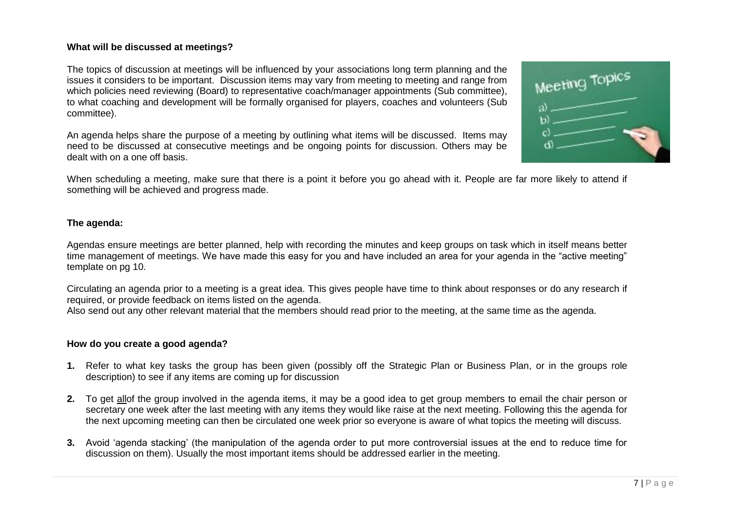**What will be discussed at meetings?**

The topics of discussion at meetings will be influenced by your associations long term planning and the issues it considers to be important. Discussion items may vary from meeting to meeting and range from which policies need reviewing (Board) to representative coach/manager appointments (Sub committee), to what coaching and development will be formally organised for players, coaches and volunteers (Sub committee).

An agenda helps share the purpose of a meeting by outlining what items will be discussed. Items may need to be discussed at consecutive meetings and be ongoing points for discussion. Others may be dealt with on a one off basis.

When scheduling a meeting, make sure that there is a point it before you go ahead with it. People are far more likely to attend if something will be achieved and progress made.

**The agenda:**

Agendas ensure meetings are better planned, help with recording the minutes and keep groups on task which in itself means better time management of meetings. We have made this easy for you and have included an area for your agenda in the "active meeting" template on pg 10.

Circulating an agenda prior to a meeting is a great idea. This gives people have time to think about responses or do any research if required, or provide feedback on items listed on the agenda.
Also send out any other relevant material that the members should read prior to the meeting, at the same time as the agenda.

**How do you create a good agenda?**

1. Refer to what key tasks the group has been given (possibly off the Strategic Plan or Business Plan, or in the groups role description) to see if any items are coming up for discussion
2. To get allof the group involved in the agenda items, it may be a good idea to get group members to email the chair person or secretary one week after the last meeting with any items they would like raise at the next meeting. Following this the agenda for the next upcoming meeting can then be circulated one week prior so everyone is aware of what topics the meeting will discuss.
3. Avoid 'agenda stacking' (the manipulation of the agenda order to put more controversial issues at the end to reduce time for discussion on them). Usually the most important items should be addressed earlier in the meeting.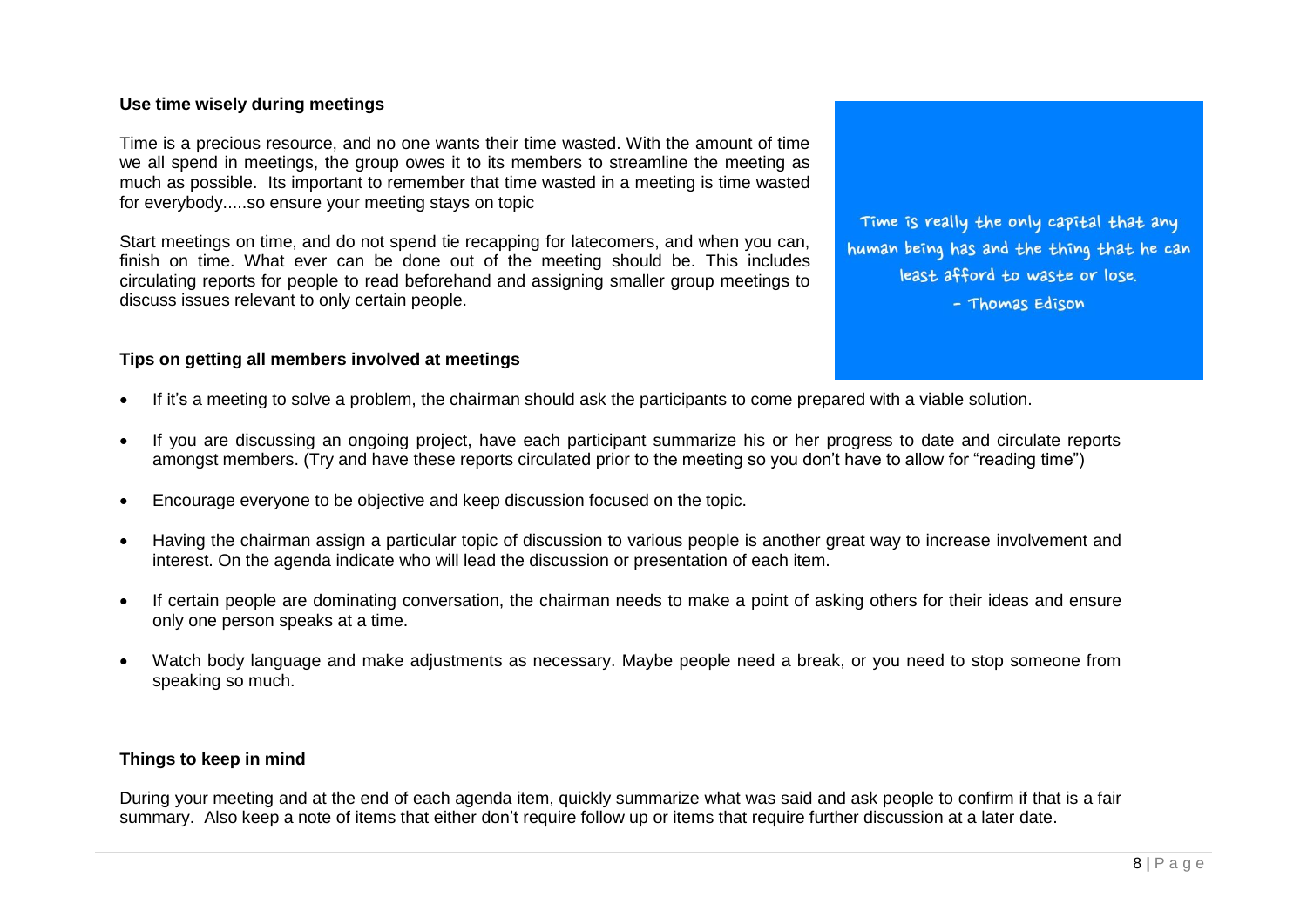**Use time wisely during meetings**

Time is a precious resource, and no one wants their time wasted. With the amount of time we all spend in meetings, the group owes it to its members to streamline the meeting as much as possible. Its important to remember that time wasted in a meeting is time wasted for everybody.....so ensure your meeting stays on topic

Start meetings on time, and do not spend tie recapping for latecomers, and when you can, finish on time. What ever can be done out of the meeting should be. This includes circulating reports for people to read beforehand and assigning smaller group meetings to discuss issues relevant to only certain people.

> Time is really the only capital that any human being has and the thing that he can least afford to waste or lose.
> - Thomas Edison

**Tips on getting all members involved at meetings**

- If it's a meeting to solve a problem, the chairman should ask the participants to come prepared with a viable solution.
- If you are discussing an ongoing project, have each participant summarize his or her progress to date and circulate reports amongst members. (Try and have these reports circulated prior to the meeting so you don't have to allow for "reading time")
- Encourage everyone to be objective and keep discussion focused on the topic.
- Having the chairman assign a particular topic of discussion to various people is another great way to increase involvement and interest. On the agenda indicate who will lead the discussion or presentation of each item.
- If certain people are dominating conversation, the chairman needs to make a point of asking others for their ideas and ensure only one person speaks at a time.
- Watch body language and make adjustments as necessary. Maybe people need a break, or you need to stop someone from speaking so much.

**Things to keep in mind**

During your meeting and at the end of each agenda item, quickly summarize what was said and ask people to confirm if that is a fair summary. Also keep a note of items that either don't require follow up or items that require further discussion at a later date.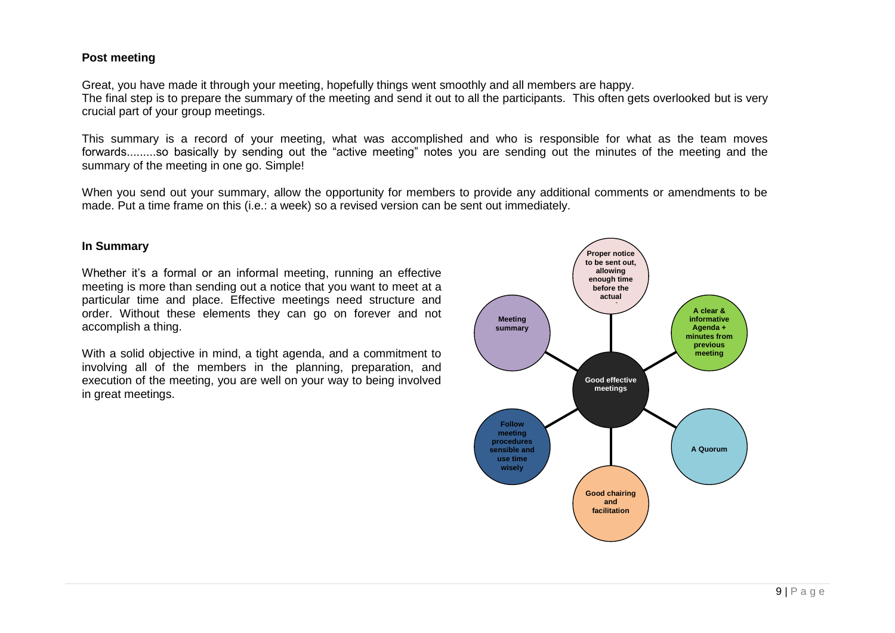**Post meeting**

Great, you have made it through your meeting, hopefully things went smoothly and all members are happy.
The final step is to prepare the summary of the meeting and send it out to all the participants. This often gets overlooked but is very crucial part of your group meetings.

This summary is a record of your meeting, what was accomplished and who is responsible for what as the team moves forwards.........so basically by sending out the "active meeting" notes you are sending out the minutes of the meeting and the summary of the meeting in one go. Simple!

When you send out your summary, allow the opportunity for members to provide any additional comments or amendments to be made. Put a time frame on this (i.e.: a week) so a revised version can be sent out immediately.

**In Summary**

Whether it's a formal or an informal meeting, running an effective meeting is more than sending out a notice that you want to meet at a particular time and place. Effective meetings need structure and order. Without these elements they can go on forever and not accomplish a thing.

With a solid objective in mind, a tight agenda, and a commitment to involving all of the members in the planning, preparation, and execution of the meeting, you are well on your way to being involved in great meetings.

Good effective meetings

Proper notice to be sent out, allowing enough time before the actual

A clear & informative Agenda + minutes from previous meeting

A Quorum

Good chairing and facilitation

Follow meeting procedures sensible and use time wisely

Meeting summary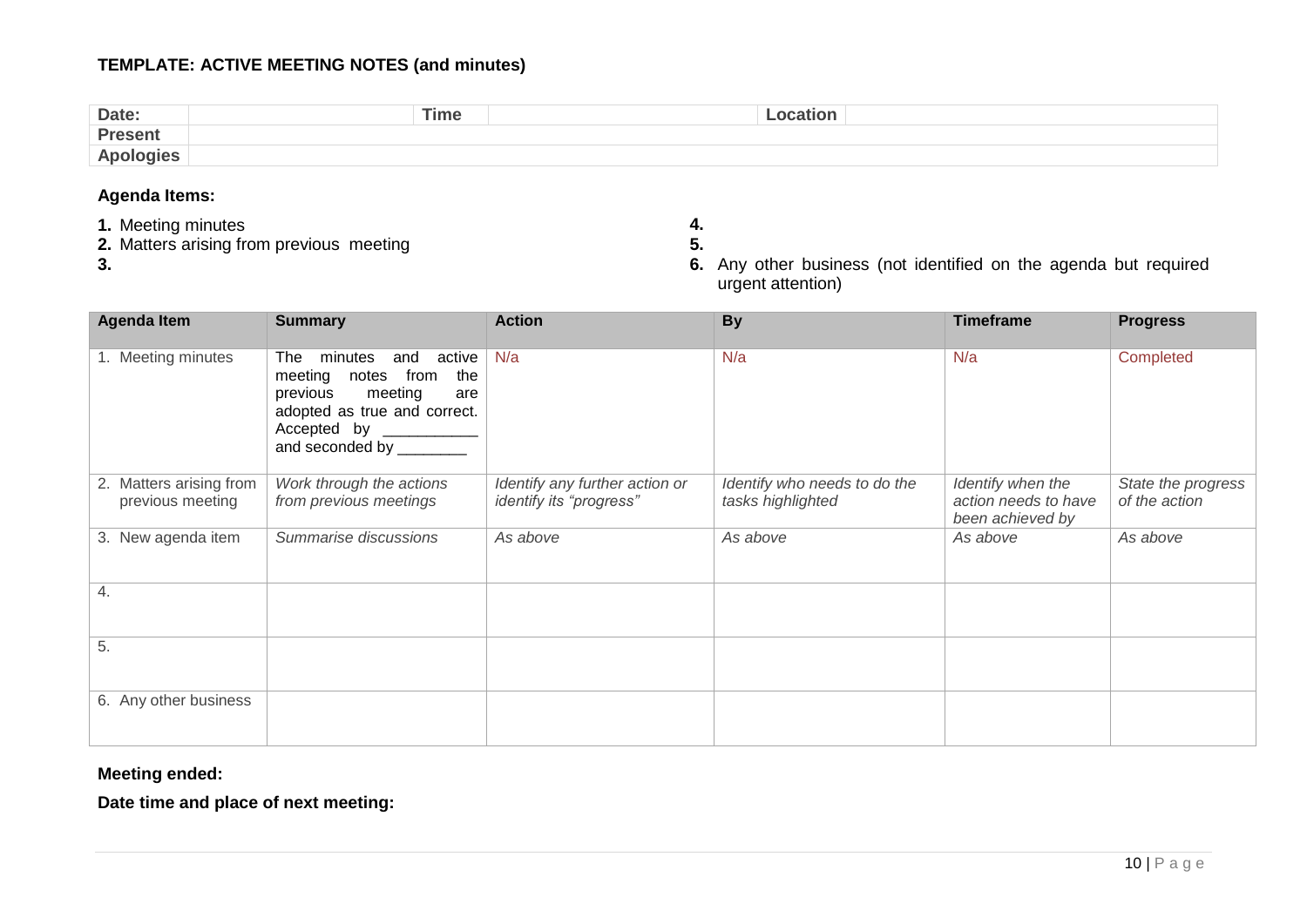**TEMPLATE: ACTIVE MEETING NOTES (and minutes)**

| **Date:** | | **Time** | | **Location** | |
|---|---|---|---|---|---|
| **Present** | | | | | |
| **Apologies** | | | | | |

**Agenda Items:**

1. Meeting minutes
2. Matters arising from previous meeting
3.
4.
5.
6. Any other business (not identified on the agenda but required urgent attention)

| Agenda Item | Summary | Action | By | Timeframe | Progress |
|---|---|---|---|---|---|
| 1. Meeting minutes | The minutes and active meeting notes from the previous meeting are adopted as true and correct. Accepted by ___________ and seconded by ________ | N/a | N/a | N/a | Completed |
| 2. Matters arising from previous meeting | *Work through the actions from previous meetings* | *Identify any further action or identify its "progress"* | *Identify who needs to do the tasks highlighted* | *Identify when the action needs to have been achieved by* | *State the progress of the action* |
| 3. New agenda item | *Summarise discussions* | *As above* | *As above* | *As above* | *As above* |
| 4. | | | | | |
| 5. | | | | | |
| 6. Any other business | | | | | |

**Meeting ended:**

**Date time and place of next meeting:**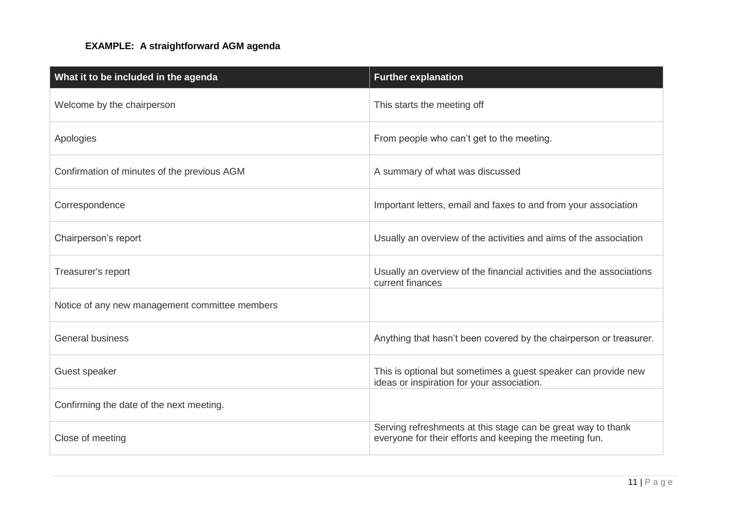**EXAMPLE: A straightforward AGM agenda**

| What it to be included in the agenda | Further explanation |
|---|---|
| Welcome by the chairperson | This starts the meeting off |
| Apologies | From people who can't get to the meeting. |
| Confirmation of minutes of the previous AGM | A summary of what was discussed |
| Correspondence | Important letters, email and faxes to and from your association |
| Chairperson's report | Usually an overview of the activities and aims of the association |
| Treasurer's report | Usually an overview of the financial activities and the associations current finances |
| Notice of any new management committee members | |
| General business | Anything that hasn't been covered by the chairperson or treasurer. |
| Guest speaker | This is optional but sometimes a guest speaker can provide new ideas or inspiration for your association. |
| Confirming the date of the next meeting. | |
| Close of meeting | Serving refreshments at this stage can be great way to thank everyone for their efforts and keeping the meeting fun. |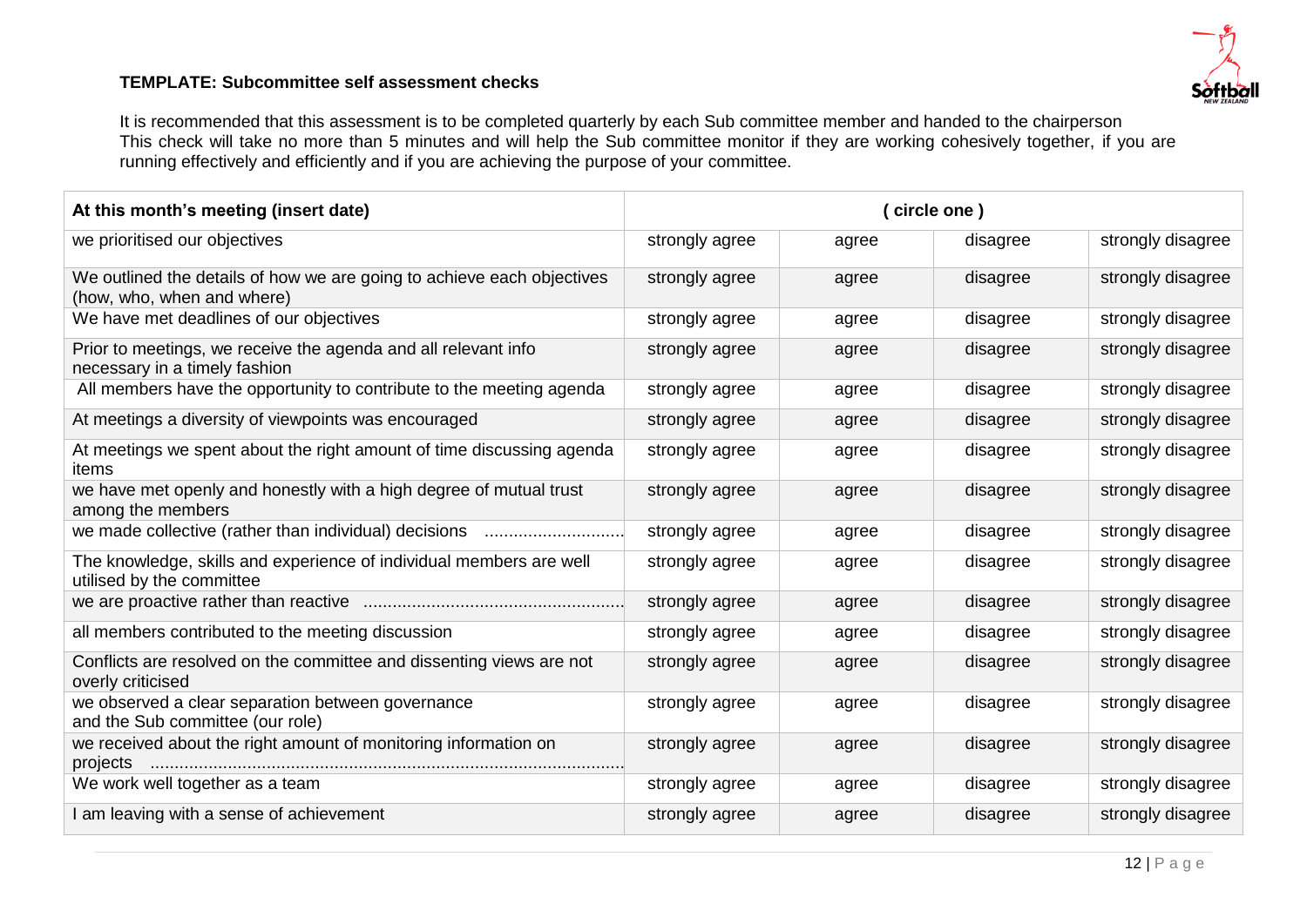**TEMPLATE: Subcommittee self assessment checks**

It is recommended that this assessment is to be completed quarterly by each Sub committee member and handed to the chairperson
This check will take no more than 5 minutes and will help the Sub committee monitor if they are working cohesively together, if you are running effectively and efficiently and if you are achieving the purpose of your committee.

| At this month's meeting (insert date) | ( circle one ) | | | |
|---|---|---|---|---|
| we prioritised our objectives | strongly agree | agree | disagree | strongly disagree |
| We outlined the details of how we are going to achieve each objectives (how, who, when and where) | strongly agree | agree | disagree | strongly disagree |
| We have met deadlines of our objectives | strongly agree | agree | disagree | strongly disagree |
| Prior to meetings, we receive the agenda and all relevant info necessary in a timely fashion | strongly agree | agree | disagree | strongly disagree |
| All members have the opportunity to contribute to the meeting agenda | strongly agree | agree | disagree | strongly disagree |
| At meetings a diversity of viewpoints was encouraged | strongly agree | agree | disagree | strongly disagree |
| At meetings we spent about the right amount of time discussing agenda items | strongly agree | agree | disagree | strongly disagree |
| we have met openly and honestly with a high degree of mutual trust among the members | strongly agree | agree | disagree | strongly disagree |
| we made collective (rather than individual) decisions ............................ | strongly agree | agree | disagree | strongly disagree |
| The knowledge, skills and experience of individual members are well utilised by the committee | strongly agree | agree | disagree | strongly disagree |
| we are proactive rather than reactive ..................................................... | strongly agree | agree | disagree | strongly disagree |
| all members contributed to the meeting discussion | strongly agree | agree | disagree | strongly disagree |
| Conflicts are resolved on the committee and dissenting views are not overly criticised | strongly agree | agree | disagree | strongly disagree |
| we observed a clear separation between governance and the Sub committee (our role) | strongly agree | agree | disagree | strongly disagree |
| we received about the right amount of monitoring information on projects ................................................................................................ | strongly agree | agree | disagree | strongly disagree |
| We work well together as a team | strongly agree | agree | disagree | strongly disagree |
| I am leaving with a sense of achievement | strongly agree | agree | disagree | strongly disagree |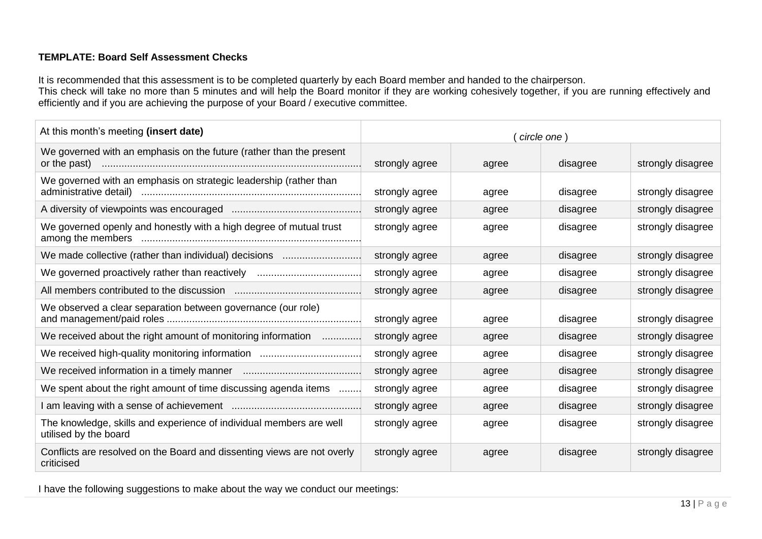**TEMPLATE: Board Self Assessment Checks**

It is recommended that this assessment is to be completed quarterly by each Board member and handed to the chairperson.
This check will take no more than 5 minutes and will help the Board monitor if they are working cohesively together, if you are running effectively and efficiently and if you are achieving the purpose of your Board / executive committee.

| At this month's meeting **(insert date)** | ( *circle one* ) | | | |
|---|---|---|---|---|
| We governed with an emphasis on the future (rather than the present or the past) ........................................................................................ | strongly agree | agree | disagree | strongly disagree |
| We governed with an emphasis on strategic leadership (rather than administrative detail) .............................................................................. | strongly agree | agree | disagree | strongly disagree |
| A diversity of viewpoints was encouraged .............................................. | strongly agree | agree | disagree | strongly disagree |
| We governed openly and honestly with a high degree of mutual trust among the members .............................................................................. | strongly agree | agree | disagree | strongly disagree |
| We made collective (rather than individual) decisions ............................ | strongly agree | agree | disagree | strongly disagree |
| We governed proactively rather than reactively ..................................... | strongly agree | agree | disagree | strongly disagree |
| All members contributed to the discussion ............................................ | strongly agree | agree | disagree | strongly disagree |
| We observed a clear separation between governance (our role) and management/paid roles ..................................................................... | strongly agree | agree | disagree | strongly disagree |
| We received about the right amount of monitoring information .............. | strongly agree | agree | disagree | strongly disagree |
| We received high-quality monitoring information .................................... | strongly agree | agree | disagree | strongly disagree |
| We received information in a timely manner .......................................... | strongly agree | agree | disagree | strongly disagree |
| We spent about the right amount of time discussing agenda items ........ | strongly agree | agree | disagree | strongly disagree |
| I am leaving with a sense of achievement .............................................. | strongly agree | agree | disagree | strongly disagree |
| The knowledge, skills and experience of individual members are well utilised by the board | strongly agree | agree | disagree | strongly disagree |
| Conflicts are resolved on the Board and dissenting views are not overly criticised | strongly agree | agree | disagree | strongly disagree |

I have the following suggestions to make about the way we conduct our meetings: